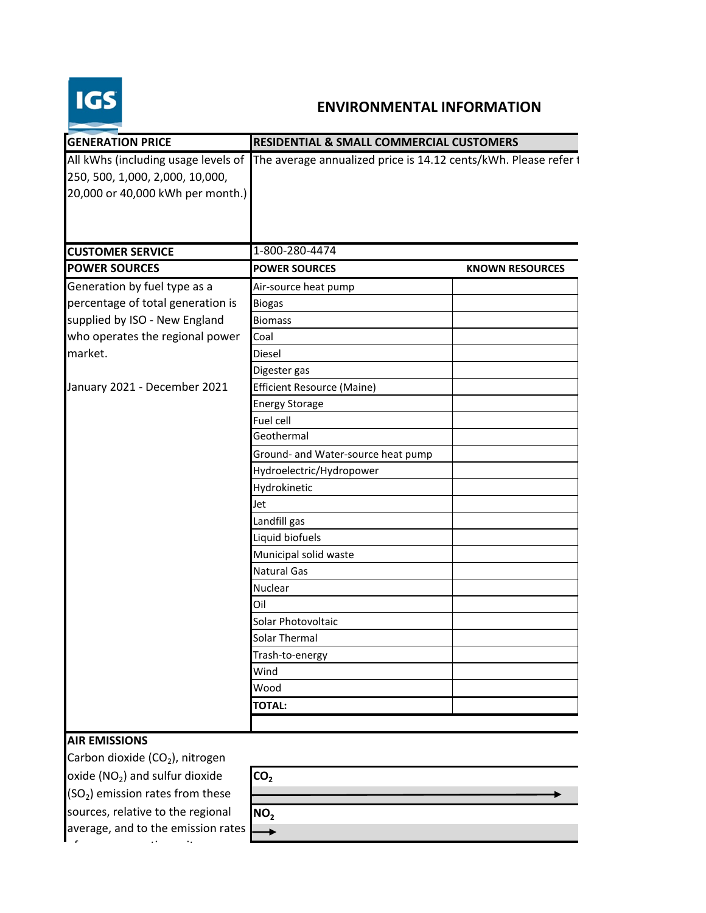# ENVIRONMENTAL INFORMATION

| GENERATION PRICE | RESIDENTIAL & SMALL COMMERCIAL CUSTOMERS | |
|---|---|---|
| All kWhs (including usage levels of 250, 500, 1,000, 2,000, 10,000, 20,000 or 40,000 kWh per month.) | The average annualized price is 14.12 cents/kWh. Please refer t | |
| **CUSTOMER SERVICE** | 1-800-280-4474 | |
| **POWER SOURCES** | **POWER SOURCES** | **KNOWN RESOURCES** |
| Generation by fuel type as a percentage of total generation is supplied by ISO - New England who operates the regional power market. | Air-source heat pump | |
| | Biogas | |
| | Biomass | |
| | Coal | |
| | Diesel | |
| | Digester gas | |
| January 2021 - December 2021 | Efficient Resource (Maine) | |
| | Energy Storage | |
| | Fuel cell | |
| | Geothermal | |
| | Ground- and Water-source heat pump | |
| | Hydroelectric/Hydropower | |
| | Hydrokinetic | |
| | Jet | |
| | Landfill gas | |
| | Liquid biofuels | |
| | Municipal solid waste | |
| | Natural Gas | |
| | Nuclear | |
| | Oil | |
| | Solar Photovoltaic | |
| | Solar Thermal | |
| | Trash-to-energy | |
| | Wind | |
| | Wood | |
| | **TOTAL:** | |

**AIR EMISSIONS**

Carbon dioxide ($CO_2$), nitrogen oxide ($NO_2$) and sulfur dioxide ($SO_2$) emission rates from these sources, relative to the regional average, and to the emission rates

| |
|---|
| **$CO_2$** |
| → |
| **$NO_2$** |
| → |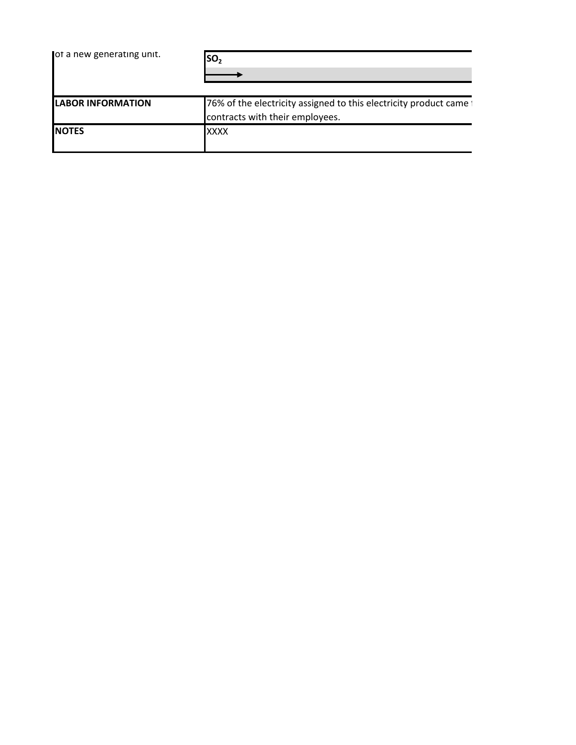| of a new generating unit. | $SO_2$ |
|---|---|
| | → |
| **LABOR INFORMATION** | 76% of the electricity assigned to this electricity product came contracts with their employees. |
| **NOTES** | XXXX |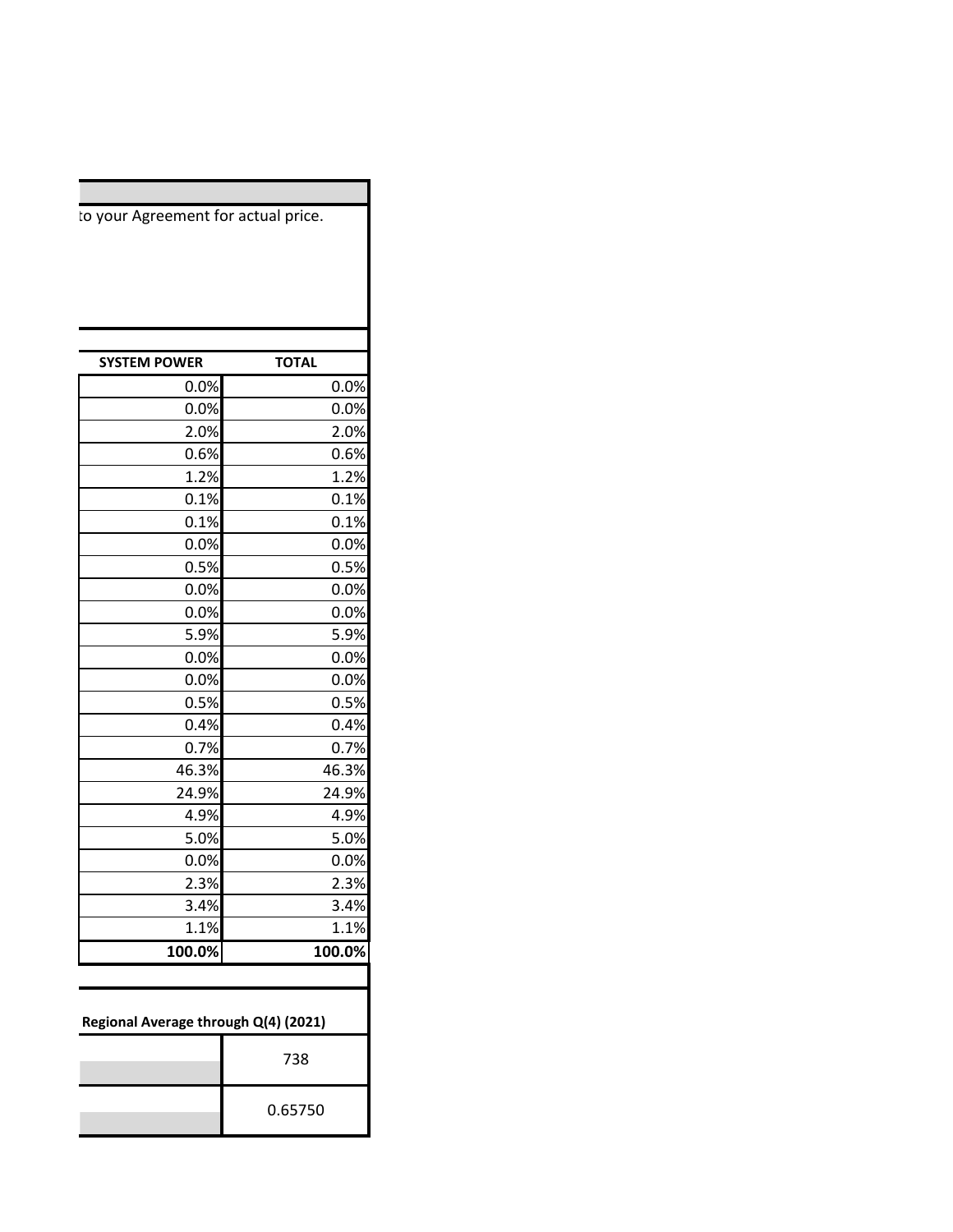to your Agreement for actual price.

| SYSTEM POWER | TOTAL |
|---|---|
| 0.0% | 0.0% |
| 0.0% | 0.0% |
| 2.0% | 2.0% |
| 0.6% | 0.6% |
| 1.2% | 1.2% |
| 0.1% | 0.1% |
| 0.1% | 0.1% |
| 0.0% | 0.0% |
| 0.5% | 0.5% |
| 0.0% | 0.0% |
| 0.0% | 0.0% |
| 5.9% | 5.9% |
| 0.0% | 0.0% |
| 0.0% | 0.0% |
| 0.5% | 0.5% |
| 0.4% | 0.4% |
| 0.7% | 0.7% |
| 46.3% | 46.3% |
| 24.9% | 24.9% |
| 4.9% | 4.9% |
| 5.0% | 5.0% |
| 0.0% | 0.0% |
| 2.3% | 2.3% |
| 3.4% | 3.4% |
| 1.1% | 1.1% |
| **100.0%** | **100.0%** |

| Regional Average through Q(4) (2021) | |
|---|---|
| | 738 |
| | 0.65750 |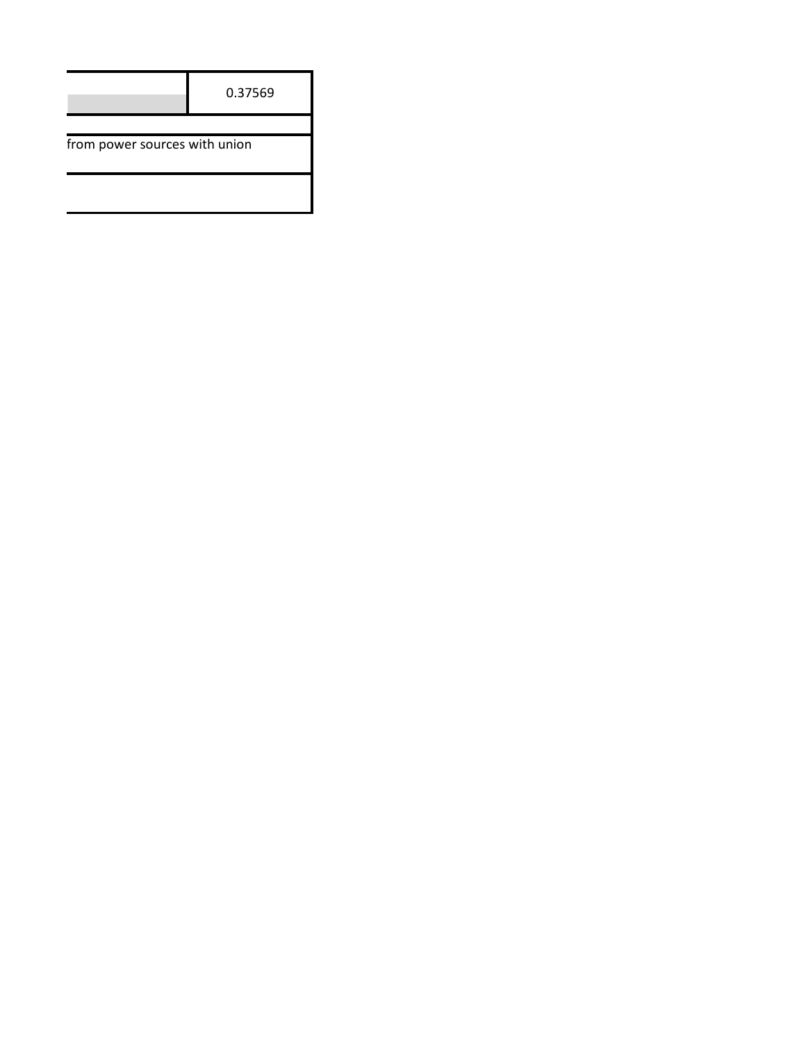| | |
|---|---|
| | 0.37569 |
| | |
| from power sources with union | |
| | |